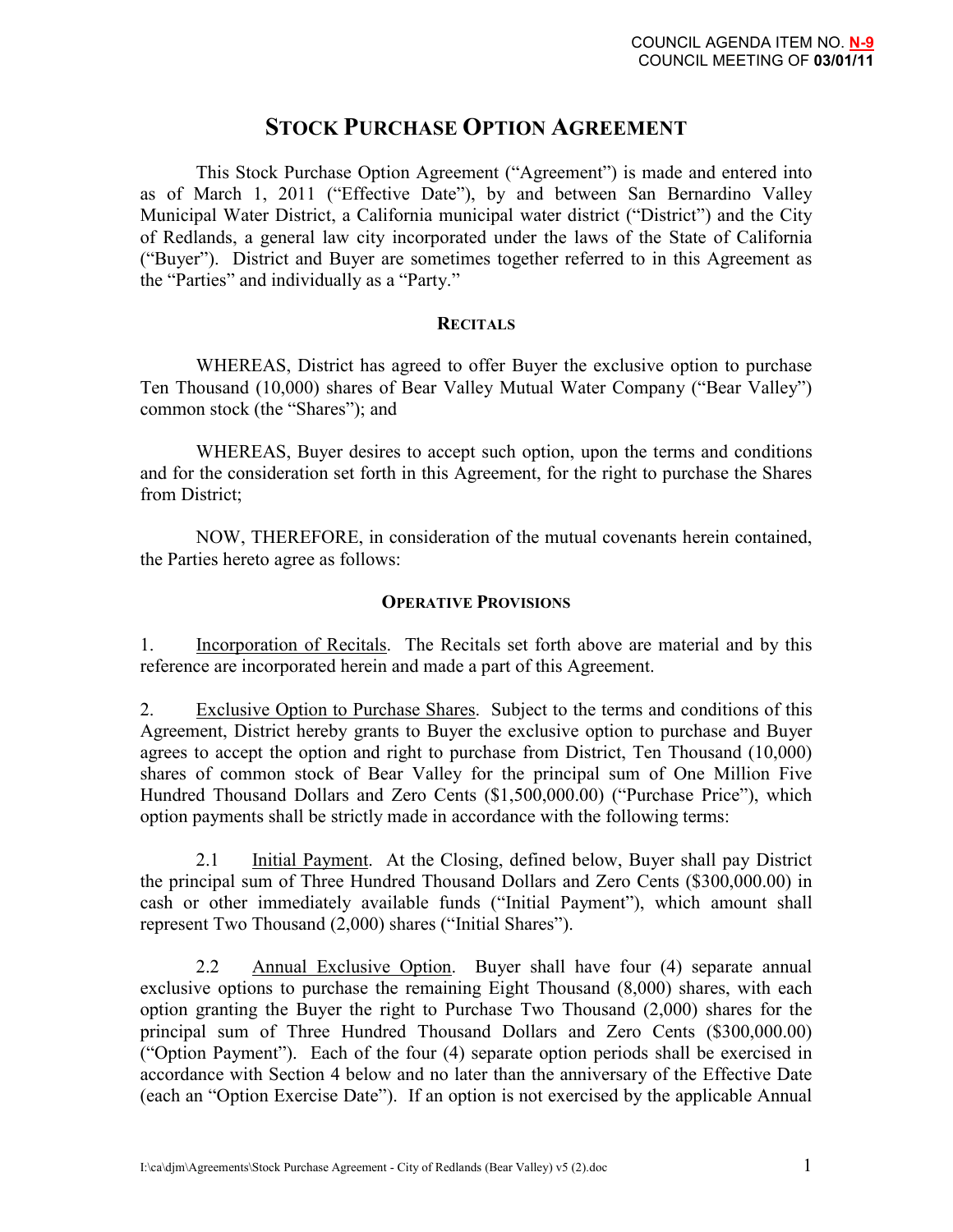COUNCIL AGENDA ITEM NO. N-9
COUNCIL MEETING OF 03/01/11

# STOCK PURCHASE OPTION AGREEMENT

This Stock Purchase Option Agreement ("Agreement") is made and entered into as of March 1, 2011 ("Effective Date"), by and between San Bernardino Valley Municipal Water District, a California municipal water district ("District") and the City of Redlands, a general law city incorporated under the laws of the State of California ("Buyer"). District and Buyer are sometimes together referred to in this Agreement as the "Parties" and individually as a "Party."

## RECITALS

WHEREAS, District has agreed to offer Buyer the exclusive option to purchase Ten Thousand (10,000) shares of Bear Valley Mutual Water Company ("Bear Valley") common stock (the "Shares"); and

WHEREAS, Buyer desires to accept such option, upon the terms and conditions and for the consideration set forth in this Agreement, for the right to purchase the Shares from District;

NOW, THEREFORE, in consideration of the mutual covenants herein contained, the Parties hereto agree as follows:

## OPERATIVE PROVISIONS

1. Incorporation of Recitals. The Recitals set forth above are material and by this reference are incorporated herein and made a part of this Agreement.

2. Exclusive Option to Purchase Shares. Subject to the terms and conditions of this Agreement, District hereby grants to Buyer the exclusive option to purchase and Buyer agrees to accept the option and right to purchase from District, Ten Thousand (10,000) shares of common stock of Bear Valley for the principal sum of One Million Five Hundred Thousand Dollars and Zero Cents ($1,500,000.00) ("Purchase Price"), which option payments shall be strictly made in accordance with the following terms:

2.1 Initial Payment. At the Closing, defined below, Buyer shall pay District the principal sum of Three Hundred Thousand Dollars and Zero Cents ($300,000.00) in cash or other immediately available funds ("Initial Payment"), which amount shall represent Two Thousand (2,000) shares ("Initial Shares").

2.2 Annual Exclusive Option. Buyer shall have four (4) separate annual exclusive options to purchase the remaining Eight Thousand (8,000) shares, with each option granting the Buyer the right to Purchase Two Thousand (2,000) shares for the principal sum of Three Hundred Thousand Dollars and Zero Cents ($300,000.00) ("Option Payment"). Each of the four (4) separate option periods shall be exercised in accordance with Section 4 below and no later than the anniversary of the Effective Date (each an "Option Exercise Date"). If an option is not exercised by the applicable Annual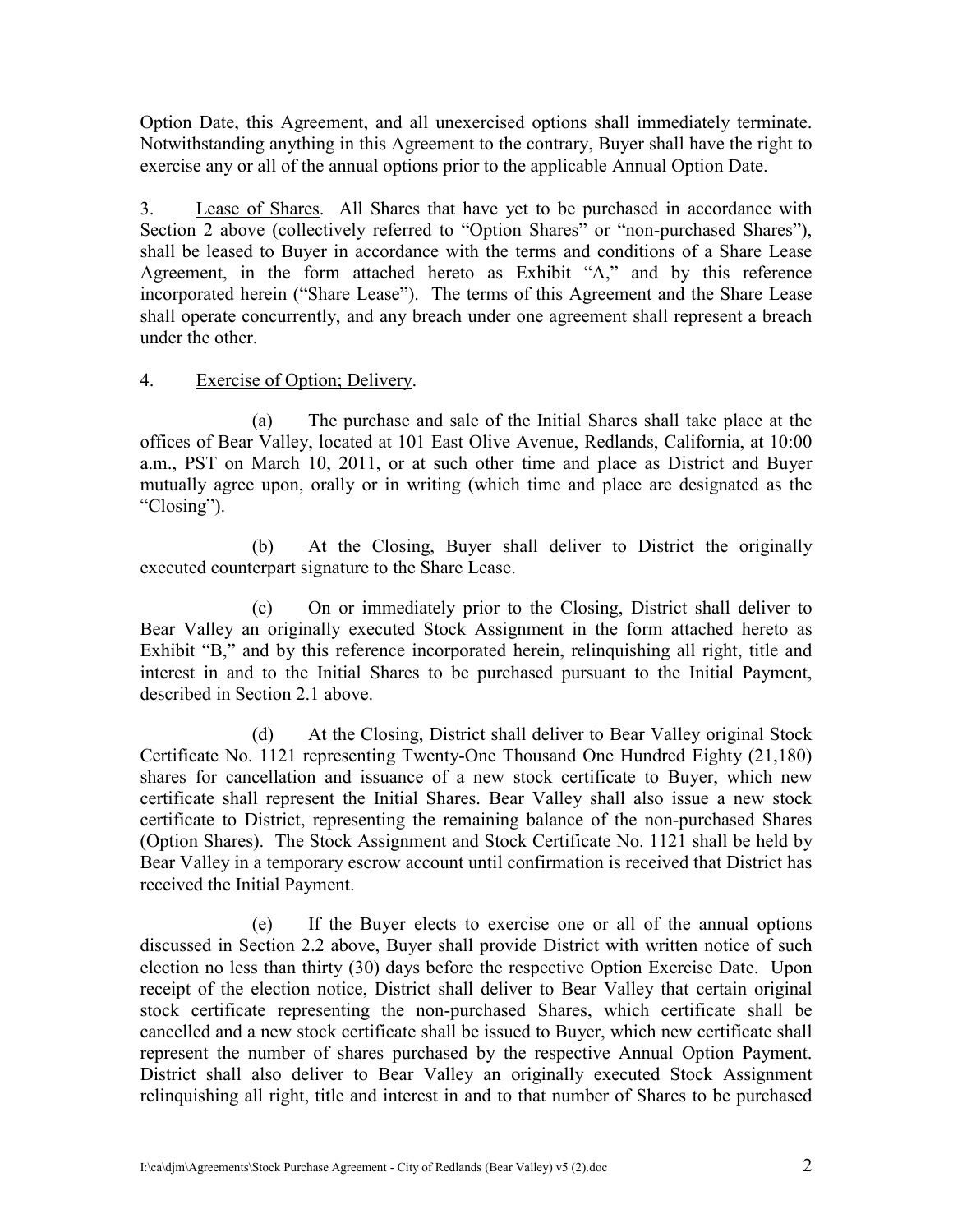Option Date, this Agreement, and all unexercised options shall immediately terminate. Notwithstanding anything in this Agreement to the contrary, Buyer shall have the right to exercise any or all of the annual options prior to the applicable Annual Option Date.

3. Lease of Shares. All Shares that have yet to be purchased in accordance with Section 2 above (collectively referred to "Option Shares" or "non-purchased Shares"), shall be leased to Buyer in accordance with the terms and conditions of a Share Lease Agreement, in the form attached hereto as Exhibit "A," and by this reference incorporated herein ("Share Lease"). The terms of this Agreement and the Share Lease shall operate concurrently, and any breach under one agreement shall represent a breach under the other.

4. Exercise of Option; Delivery.

(a) The purchase and sale of the Initial Shares shall take place at the offices of Bear Valley, located at 101 East Olive Avenue, Redlands, California, at 10:00 a.m., PST on March 10, 2011, or at such other time and place as District and Buyer mutually agree upon, orally or in writing (which time and place are designated as the "Closing").

(b) At the Closing, Buyer shall deliver to District the originally executed counterpart signature to the Share Lease.

(c) On or immediately prior to the Closing, District shall deliver to Bear Valley an originally executed Stock Assignment in the form attached hereto as Exhibit "B," and by this reference incorporated herein, relinquishing all right, title and interest in and to the Initial Shares to be purchased pursuant to the Initial Payment, described in Section 2.1 above.

(d) At the Closing, District shall deliver to Bear Valley original Stock Certificate No. 1121 representing Twenty-One Thousand One Hundred Eighty (21,180) shares for cancellation and issuance of a new stock certificate to Buyer, which new certificate shall represent the Initial Shares. Bear Valley shall also issue a new stock certificate to District, representing the remaining balance of the non-purchased Shares (Option Shares). The Stock Assignment and Stock Certificate No. 1121 shall be held by Bear Valley in a temporary escrow account until confirmation is received that District has received the Initial Payment.

(e) If the Buyer elects to exercise one or all of the annual options discussed in Section 2.2 above, Buyer shall provide District with written notice of such election no less than thirty (30) days before the respective Option Exercise Date. Upon receipt of the election notice, District shall deliver to Bear Valley that certain original stock certificate representing the non-purchased Shares, which certificate shall be cancelled and a new stock certificate shall be issued to Buyer, which new certificate shall represent the number of shares purchased by the respective Annual Option Payment. District shall also deliver to Bear Valley an originally executed Stock Assignment relinquishing all right, title and interest in and to that number of Shares to be purchased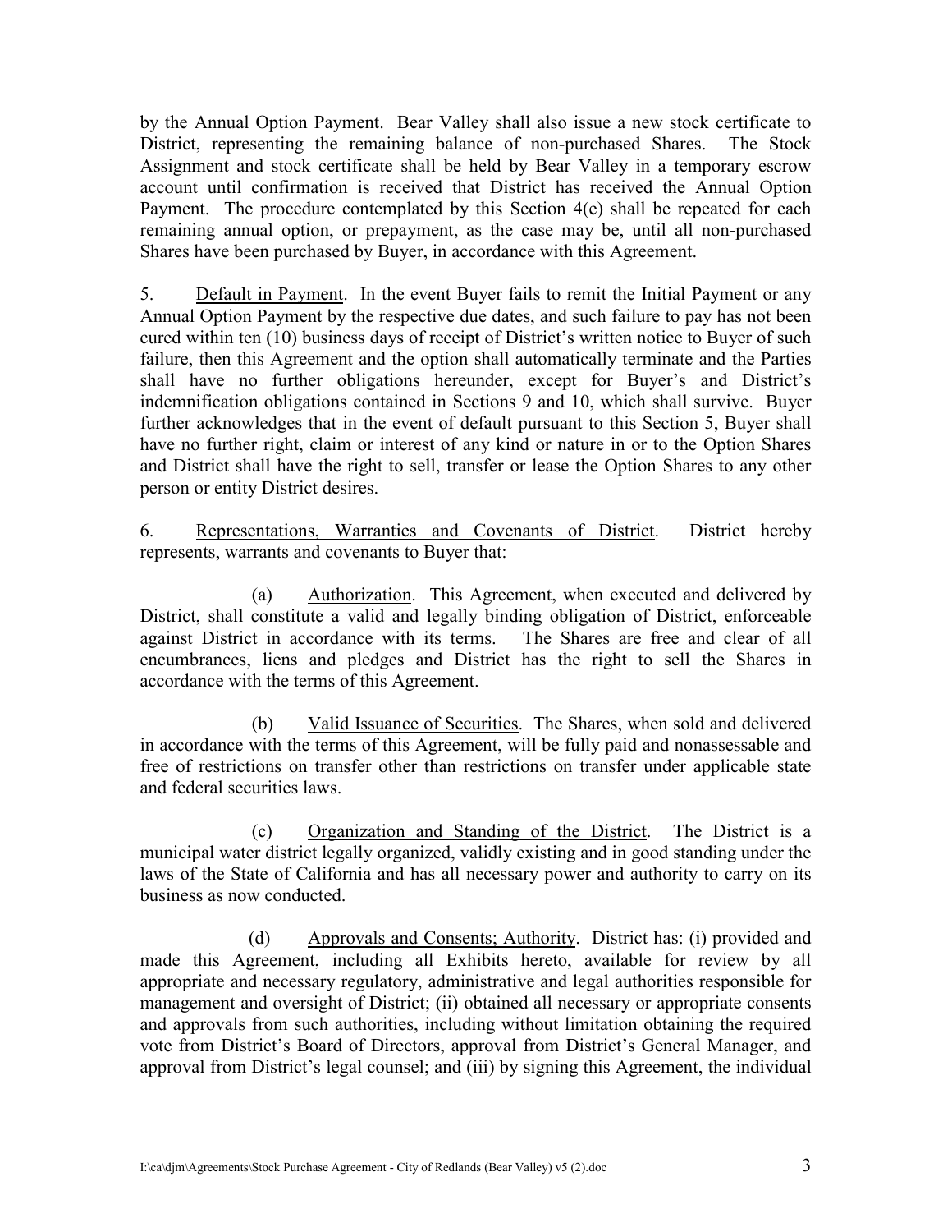by the Annual Option Payment. Bear Valley shall also issue a new stock certificate to District, representing the remaining balance of non-purchased Shares. The Stock Assignment and stock certificate shall be held by Bear Valley in a temporary escrow account until confirmation is received that District has received the Annual Option Payment. The procedure contemplated by this Section 4(e) shall be repeated for each remaining annual option, or prepayment, as the case may be, until all non-purchased Shares have been purchased by Buyer, in accordance with this Agreement.

5. Default in Payment. In the event Buyer fails to remit the Initial Payment or any Annual Option Payment by the respective due dates, and such failure to pay has not been cured within ten (10) business days of receipt of District's written notice to Buyer of such failure, then this Agreement and the option shall automatically terminate and the Parties shall have no further obligations hereunder, except for Buyer's and District's indemnification obligations contained in Sections 9 and 10, which shall survive. Buyer further acknowledges that in the event of default pursuant to this Section 5, Buyer shall have no further right, claim or interest of any kind or nature in or to the Option Shares and District shall have the right to sell, transfer or lease the Option Shares to any other person or entity District desires.

6. Representations, Warranties and Covenants of District. District hereby represents, warrants and covenants to Buyer that:

(a) Authorization. This Agreement, when executed and delivered by District, shall constitute a valid and legally binding obligation of District, enforceable against District in accordance with its terms. The Shares are free and clear of all encumbrances, liens and pledges and District has the right to sell the Shares in accordance with the terms of this Agreement.

(b) Valid Issuance of Securities. The Shares, when sold and delivered in accordance with the terms of this Agreement, will be fully paid and nonassessable and free of restrictions on transfer other than restrictions on transfer under applicable state and federal securities laws.

(c) Organization and Standing of the District. The District is a municipal water district legally organized, validly existing and in good standing under the laws of the State of California and has all necessary power and authority to carry on its business as now conducted.

(d) Approvals and Consents; Authority. District has: (i) provided and made this Agreement, including all Exhibits hereto, available for review by all appropriate and necessary regulatory, administrative and legal authorities responsible for management and oversight of District; (ii) obtained all necessary or appropriate consents and approvals from such authorities, including without limitation obtaining the required vote from District's Board of Directors, approval from District's General Manager, and approval from District's legal counsel; and (iii) by signing this Agreement, the individual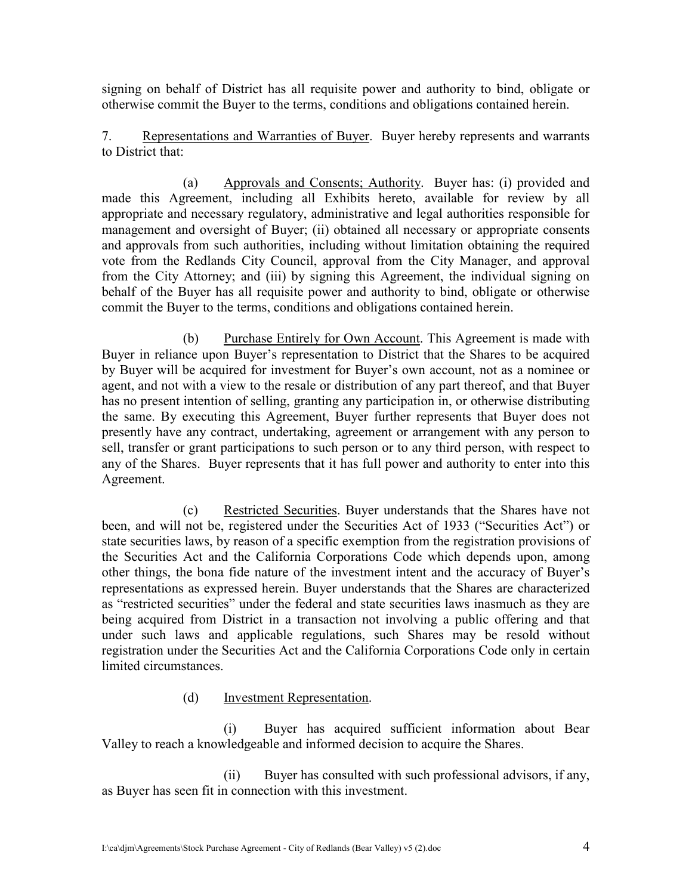signing on behalf of District has all requisite power and authority to bind, obligate or otherwise commit the Buyer to the terms, conditions and obligations contained herein.

7. Representations and Warranties of Buyer. Buyer hereby represents and warrants to District that:

(a) Approvals and Consents; Authority. Buyer has: (i) provided and made this Agreement, including all Exhibits hereto, available for review by all appropriate and necessary regulatory, administrative and legal authorities responsible for management and oversight of Buyer; (ii) obtained all necessary or appropriate consents and approvals from such authorities, including without limitation obtaining the required vote from the Redlands City Council, approval from the City Manager, and approval from the City Attorney; and (iii) by signing this Agreement, the individual signing on behalf of the Buyer has all requisite power and authority to bind, obligate or otherwise commit the Buyer to the terms, conditions and obligations contained herein.

(b) Purchase Entirely for Own Account. This Agreement is made with Buyer in reliance upon Buyer's representation to District that the Shares to be acquired by Buyer will be acquired for investment for Buyer's own account, not as a nominee or agent, and not with a view to the resale or distribution of any part thereof, and that Buyer has no present intention of selling, granting any participation in, or otherwise distributing the same. By executing this Agreement, Buyer further represents that Buyer does not presently have any contract, undertaking, agreement or arrangement with any person to sell, transfer or grant participations to such person or to any third person, with respect to any of the Shares. Buyer represents that it has full power and authority to enter into this Agreement.

(c) Restricted Securities. Buyer understands that the Shares have not been, and will not be, registered under the Securities Act of 1933 ("Securities Act") or state securities laws, by reason of a specific exemption from the registration provisions of the Securities Act and the California Corporations Code which depends upon, among other things, the bona fide nature of the investment intent and the accuracy of Buyer's representations as expressed herein. Buyer understands that the Shares are characterized as "restricted securities" under the federal and state securities laws inasmuch as they are being acquired from District in a transaction not involving a public offering and that under such laws and applicable regulations, such Shares may be resold without registration under the Securities Act and the California Corporations Code only in certain limited circumstances.

(d) Investment Representation.

(i) Buyer has acquired sufficient information about Bear Valley to reach a knowledgeable and informed decision to acquire the Shares.

(ii) Buyer has consulted with such professional advisors, if any, as Buyer has seen fit in connection with this investment.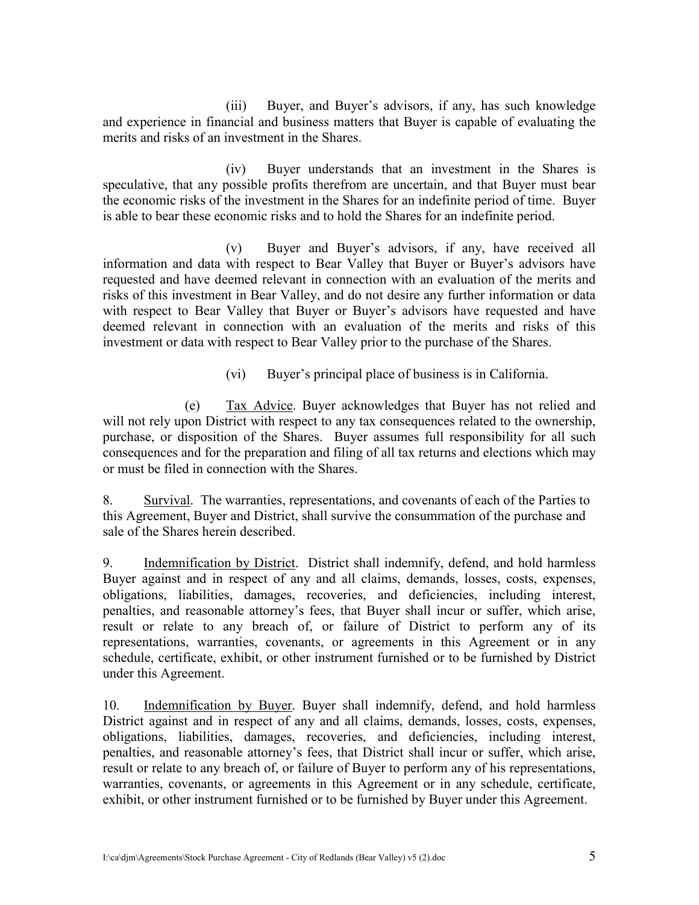(iii) Buyer, and Buyer's advisors, if any, has such knowledge and experience in financial and business matters that Buyer is capable of evaluating the merits and risks of an investment in the Shares.

(iv) Buyer understands that an investment in the Shares is speculative, that any possible profits therefrom are uncertain, and that Buyer must bear the economic risks of the investment in the Shares for an indefinite period of time. Buyer is able to bear these economic risks and to hold the Shares for an indefinite period.

(v) Buyer and Buyer's advisors, if any, have received all information and data with respect to Bear Valley that Buyer or Buyer's advisors have requested and have deemed relevant in connection with an evaluation of the merits and risks of this investment in Bear Valley, and do not desire any further information or data with respect to Bear Valley that Buyer or Buyer's advisors have requested and have deemed relevant in connection with an evaluation of the merits and risks of this investment or data with respect to Bear Valley prior to the purchase of the Shares.

(vi) Buyer's principal place of business is in California.

(e) Tax Advice. Buyer acknowledges that Buyer has not relied and will not rely upon District with respect to any tax consequences related to the ownership, purchase, or disposition of the Shares. Buyer assumes full responsibility for all such consequences and for the preparation and filing of all tax returns and elections which may or must be filed in connection with the Shares.

8. Survival. The warranties, representations, and covenants of each of the Parties to this Agreement, Buyer and District, shall survive the consummation of the purchase and sale of the Shares herein described.

9. Indemnification by District. District shall indemnify, defend, and hold harmless Buyer against and in respect of any and all claims, demands, losses, costs, expenses, obligations, liabilities, damages, recoveries, and deficiencies, including interest, penalties, and reasonable attorney's fees, that Buyer shall incur or suffer, which arise, result or relate to any breach of, or failure of District to perform any of its representations, warranties, covenants, or agreements in this Agreement or in any schedule, certificate, exhibit, or other instrument furnished or to be furnished by District under this Agreement.

10. Indemnification by Buyer. Buyer shall indemnify, defend, and hold harmless District against and in respect of any and all claims, demands, losses, costs, expenses, obligations, liabilities, damages, recoveries, and deficiencies, including interest, penalties, and reasonable attorney's fees, that District shall incur or suffer, which arise, result or relate to any breach of, or failure of Buyer to perform any of his representations, warranties, covenants, or agreements in this Agreement or in any schedule, certificate, exhibit, or other instrument furnished or to be furnished by Buyer under this Agreement.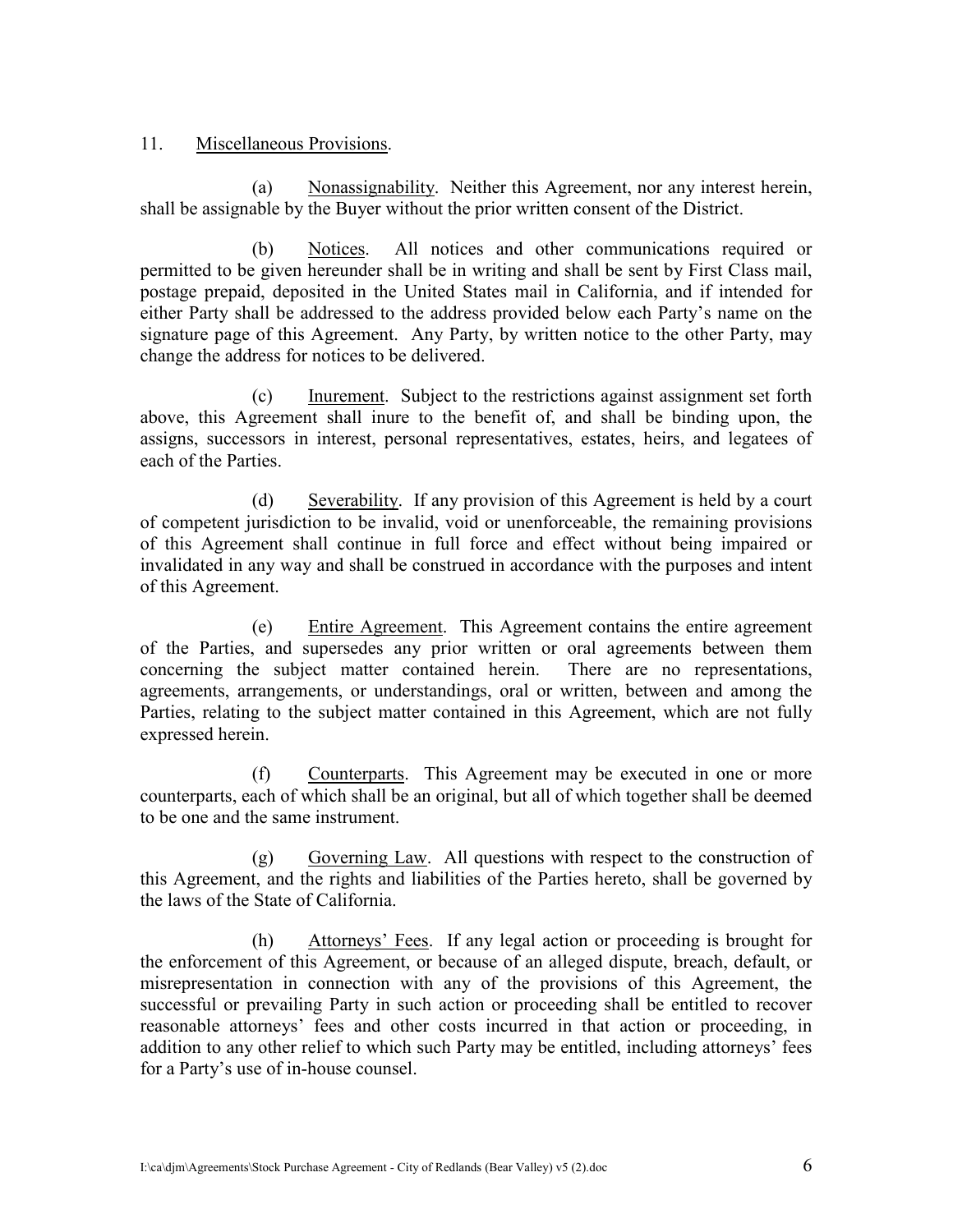11. Miscellaneous Provisions.

(a) Nonassignability. Neither this Agreement, nor any interest herein, shall be assignable by the Buyer without the prior written consent of the District.

(b) Notices. All notices and other communications required or permitted to be given hereunder shall be in writing and shall be sent by First Class mail, postage prepaid, deposited in the United States mail in California, and if intended for either Party shall be addressed to the address provided below each Party's name on the signature page of this Agreement. Any Party, by written notice to the other Party, may change the address for notices to be delivered.

(c) Inurement. Subject to the restrictions against assignment set forth above, this Agreement shall inure to the benefit of, and shall be binding upon, the assigns, successors in interest, personal representatives, estates, heirs, and legatees of each of the Parties.

(d) Severability. If any provision of this Agreement is held by a court of competent jurisdiction to be invalid, void or unenforceable, the remaining provisions of this Agreement shall continue in full force and effect without being impaired or invalidated in any way and shall be construed in accordance with the purposes and intent of this Agreement.

(e) Entire Agreement. This Agreement contains the entire agreement of the Parties, and supersedes any prior written or oral agreements between them concerning the subject matter contained herein. There are no representations, agreements, arrangements, or understandings, oral or written, between and among the Parties, relating to the subject matter contained in this Agreement, which are not fully expressed herein.

(f) Counterparts. This Agreement may be executed in one or more counterparts, each of which shall be an original, but all of which together shall be deemed to be one and the same instrument.

(g) Governing Law. All questions with respect to the construction of this Agreement, and the rights and liabilities of the Parties hereto, shall be governed by the laws of the State of California.

(h) Attorneys' Fees. If any legal action or proceeding is brought for the enforcement of this Agreement, or because of an alleged dispute, breach, default, or misrepresentation in connection with any of the provisions of this Agreement, the successful or prevailing Party in such action or proceeding shall be entitled to recover reasonable attorneys' fees and other costs incurred in that action or proceeding, in addition to any other relief to which such Party may be entitled, including attorneys' fees for a Party's use of in-house counsel.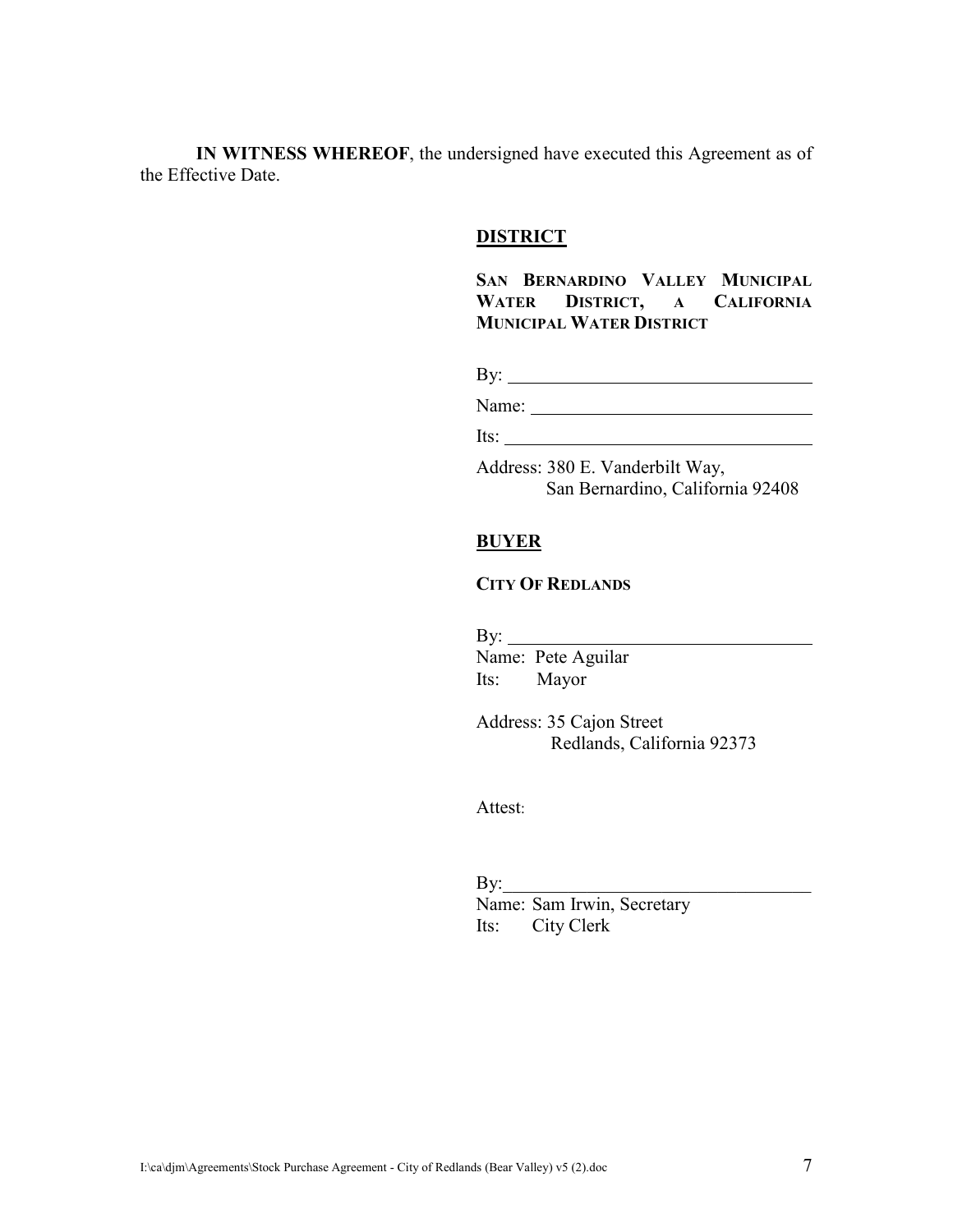**IN WITNESS WHEREOF**, the undersigned have executed this Agreement as of the Effective Date.

**DISTRICT**

**SAN BERNARDINO VALLEY MUNICIPAL WATER DISTRICT, A CALIFORNIA MUNICIPAL WATER DISTRICT**

By: ______________________________

Name: ______________________________

Its: ______________________________

Address: 380 E. Vanderbilt Way,
San Bernardino, California 92408

**BUYER**

**CITY OF REDLANDS**

By: ______________________________

Name: Pete Aguilar

Its: Mayor

Address: 35 Cajon Street
Redlands, California 92373

Attest:

By: ______________________________

Name: Sam Irwin, Secretary

Its: City Clerk

I:\ca\djm\Agreements\Stock Purchase Agreement - City of Redlands (Bear Valley) v5 (2).doc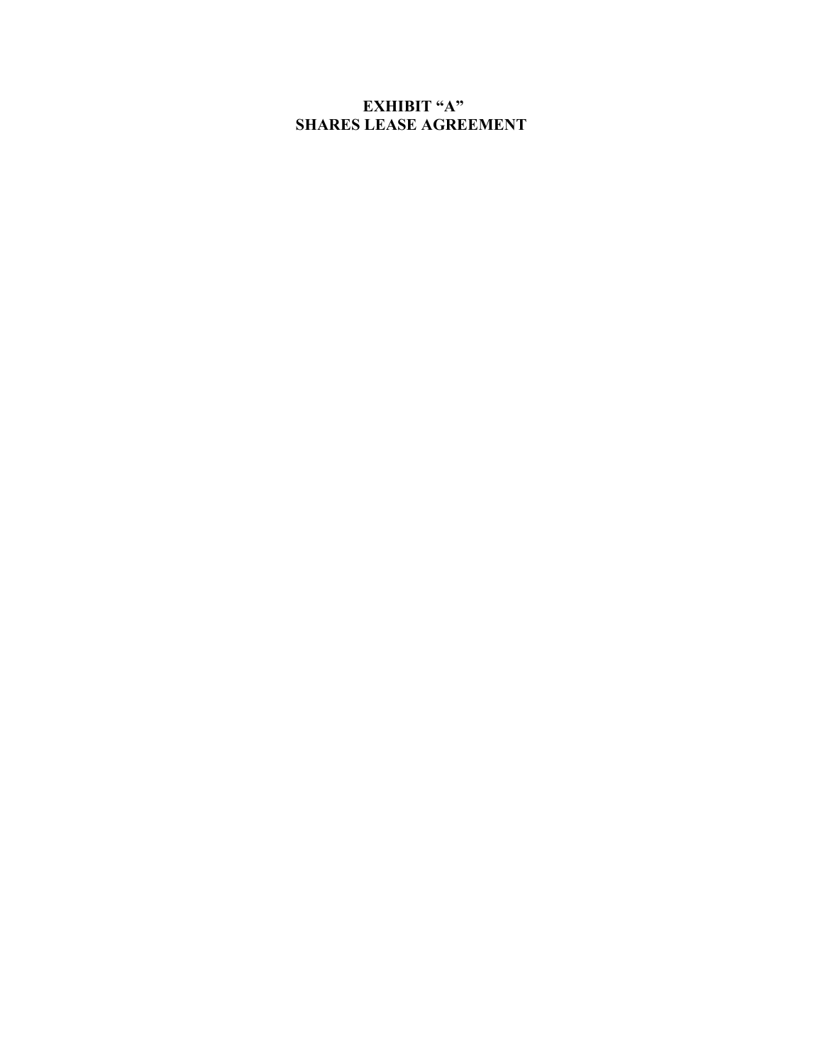# EXHIBIT "A"
# SHARES LEASE AGREEMENT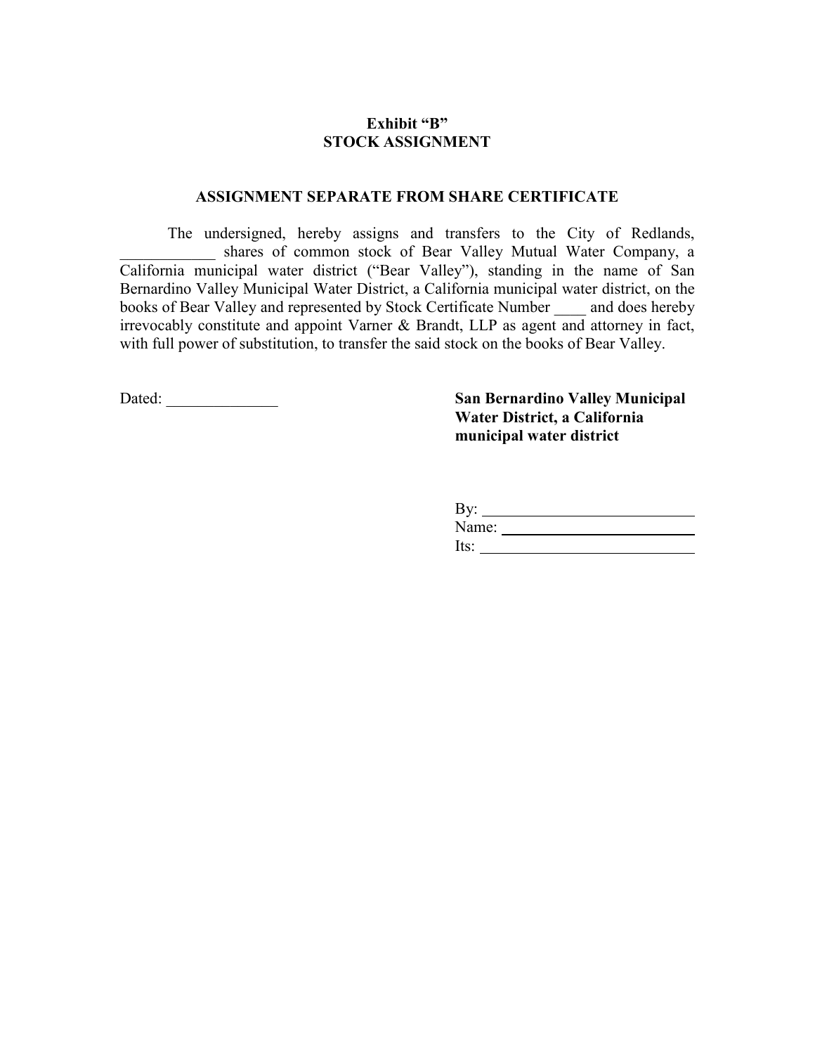**Exhibit "B"**
**STOCK ASSIGNMENT**

**ASSIGNMENT SEPARATE FROM SHARE CERTIFICATE**

The undersigned, hereby assigns and transfers to the City of Redlands, ____________ shares of common stock of Bear Valley Mutual Water Company, a California municipal water district ("Bear Valley"), standing in the name of San Bernardino Valley Municipal Water District, a California municipal water district, on the books of Bear Valley and represented by Stock Certificate Number ____ and does hereby irrevocably constitute and appoint Varner & Brandt, LLP as agent and attorney in fact, with full power of substitution, to transfer the said stock on the books of Bear Valley.

Dated: ______________

**San Bernardino Valley Municipal Water District, a California municipal water district**

By: ___________________________
Name: _________________________
Its: ___________________________